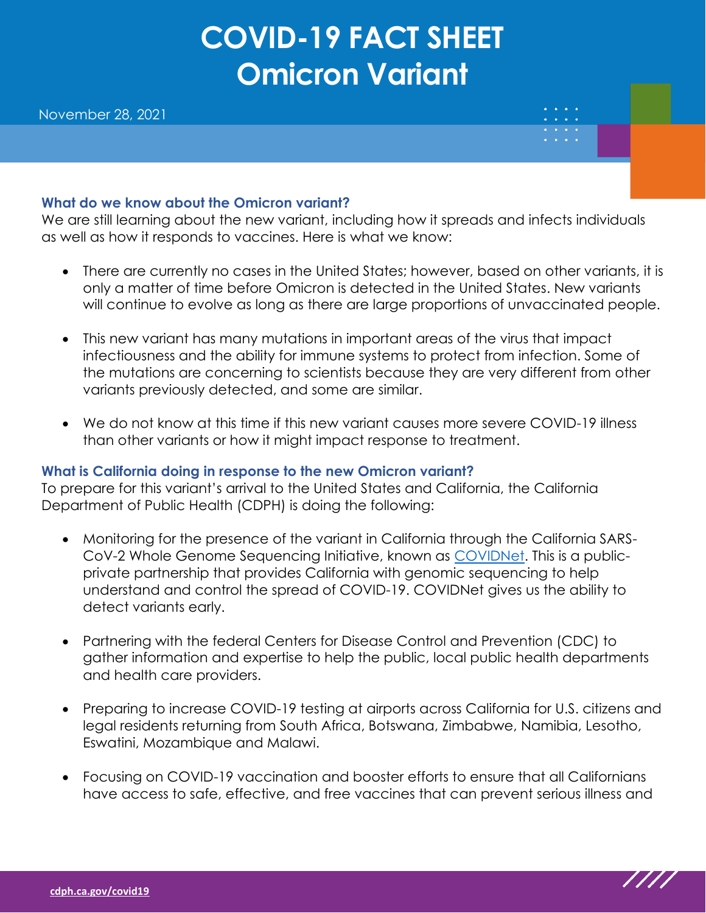# COVID-19 FACT SHEET
# Omicron Variant

November 28, 2021

### What do we know about the Omicron variant?

We are still learning about the new variant, including how it spreads and infects individuals as well as how it responds to vaccines. Here is what we know:

- There are currently no cases in the United States; however, based on other variants, it is only a matter of time before Omicron is detected in the United States. New variants will continue to evolve as long as there are large proportions of unvaccinated people.
- This new variant has many mutations in important areas of the virus that impact infectiousness and the ability for immune systems to protect from infection. Some of the mutations are concerning to scientists because they are very different from other variants previously detected, and some are similar.
- We do not know at this time if this new variant causes more severe COVID-19 illness than other variants or how it might impact response to treatment.

### What is California doing in response to the new Omicron variant?

To prepare for this variant's arrival to the United States and California, the California Department of Public Health (CDPH) is doing the following:

- Monitoring for the presence of the variant in California through the California SARS-CoV-2 Whole Genome Sequencing Initiative, known as COVIDNet. This is a public-private partnership that provides California with genomic sequencing to help understand and control the spread of COVID-19. COVIDNet gives us the ability to detect variants early.
- Partnering with the federal Centers for Disease Control and Prevention (CDC) to gather information and expertise to help the public, local public health departments and health care providers.
- Preparing to increase COVID-19 testing at airports across California for U.S. citizens and legal residents returning from South Africa, Botswana, Zimbabwe, Namibia, Lesotho, Eswatini, Mozambique and Malawi.
- Focusing on COVID-19 vaccination and booster efforts to ensure that all Californians have access to safe, effective, and free vaccines that can prevent serious illness and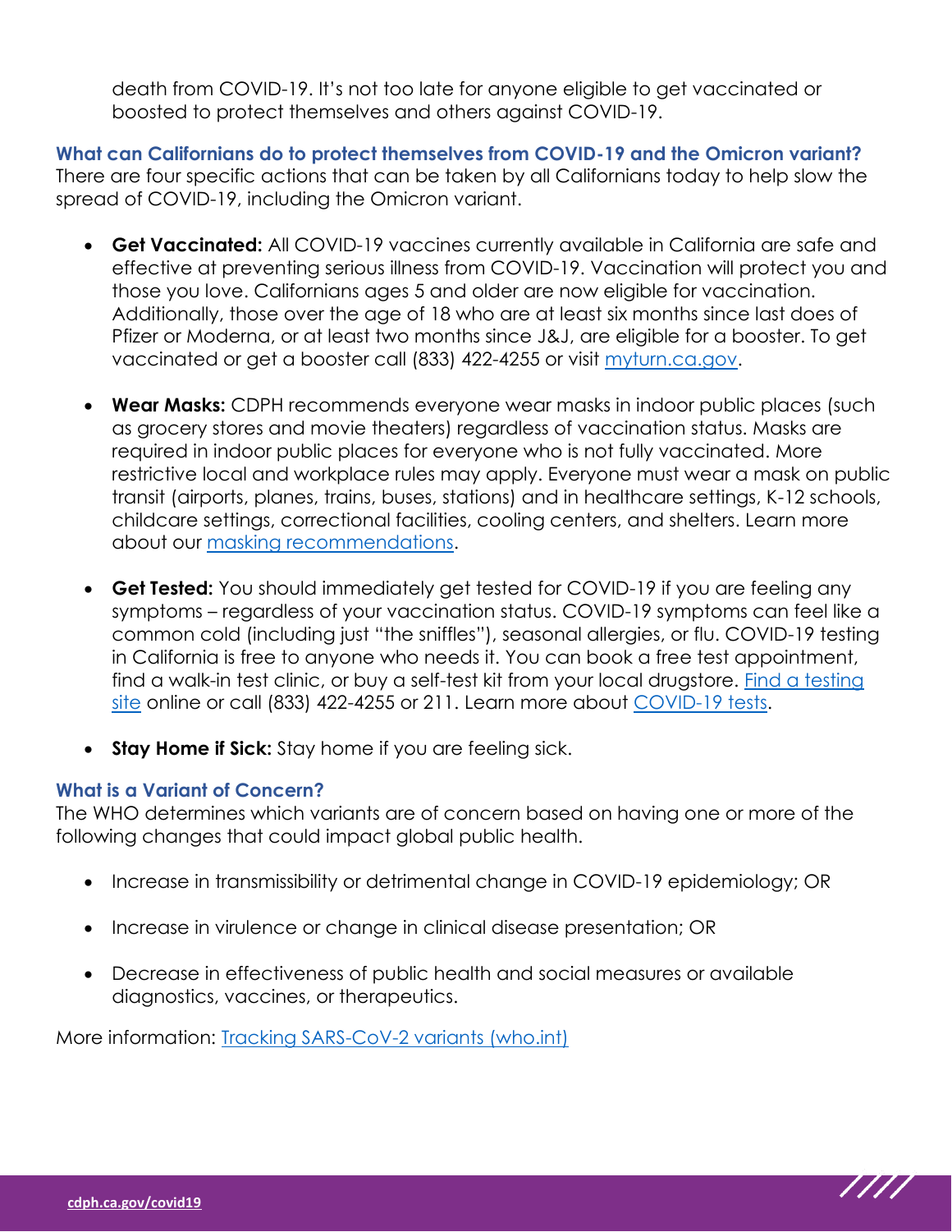death from COVID-19. It's not too late for anyone eligible to get vaccinated or boosted to protect themselves and others against COVID-19.

### What can Californians do to protect themselves from COVID-19 and the Omicron variant?

There are four specific actions that can be taken by all Californians today to help slow the spread of COVID-19, including the Omicron variant.

- **Get Vaccinated:** All COVID-19 vaccines currently available in California are safe and effective at preventing serious illness from COVID-19. Vaccination will protect you and those you love. Californians ages 5 and older are now eligible for vaccination. Additionally, those over the age of 18 who are at least six months since last does of Pfizer or Moderna, or at least two months since J&J, are eligible for a booster. To get vaccinated or get a booster call (833) 422-4255 or visit [myturn.ca.gov](myturn.ca.gov).

- **Wear Masks:** CDPH recommends everyone wear masks in indoor public places (such as grocery stores and movie theaters) regardless of vaccination status. Masks are required in indoor public places for everyone who is not fully vaccinated. More restrictive local and workplace rules may apply. Everyone must wear a mask on public transit (airports, planes, trains, buses, stations) and in healthcare settings, K-12 schools, childcare settings, correctional facilities, cooling centers, and shelters. Learn more about our masking recommendations.

- **Get Tested:** You should immediately get tested for COVID-19 if you are feeling any symptoms – regardless of your vaccination status. COVID-19 symptoms can feel like a common cold (including just "the sniffles"), seasonal allergies, or flu. COVID-19 testing in California is free to anyone who needs it. You can book a free test appointment, find a walk-in test clinic, or buy a self-test kit from your local drugstore. Find a testing site online or call (833) 422-4255 or 211. Learn more about COVID-19 tests.

- **Stay Home if Sick:** Stay home if you are feeling sick.

### What is a Variant of Concern?

The WHO determines which variants are of concern based on having one or more of the following changes that could impact global public health.

- Increase in transmissibility or detrimental change in COVID-19 epidemiology; OR

- Increase in virulence or change in clinical disease presentation; OR

- Decrease in effectiveness of public health and social measures or available diagnostics, vaccines, or therapeutics.

More information: Tracking SARS-CoV-2 variants (who.int)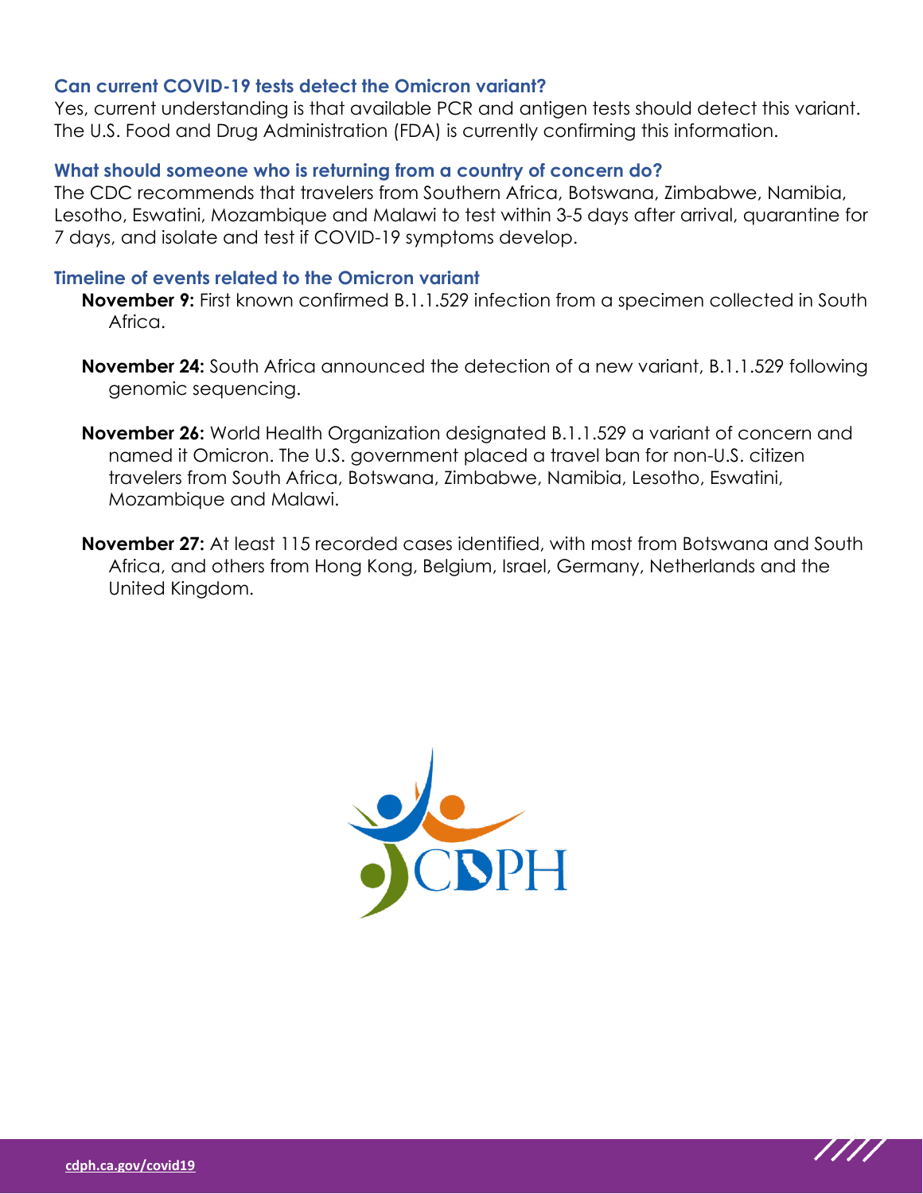### Can current COVID-19 tests detect the Omicron variant?

Yes, current understanding is that available PCR and antigen tests should detect this variant. The U.S. Food and Drug Administration (FDA) is currently confirming this information.

### What should someone who is returning from a country of concern do?

The CDC recommends that travelers from Southern Africa, Botswana, Zimbabwe, Namibia, Lesotho, Eswatini, Mozambique and Malawi to test within 3-5 days after arrival, quarantine for 7 days, and isolate and test if COVID-19 symptoms develop.

### Timeline of events related to the Omicron variant

**November 9:** First known confirmed B.1.1.529 infection from a specimen collected in South Africa.

**November 24:** South Africa announced the detection of a new variant, B.1.1.529 following genomic sequencing.

**November 26:** World Health Organization designated B.1.1.529 a variant of concern and named it Omicron. The U.S. government placed a travel ban for non-U.S. citizen travelers from South Africa, Botswana, Zimbabwe, Namibia, Lesotho, Eswatini, Mozambique and Malawi.

**November 27:** At least 115 recorded cases identified, with most from Botswana and South Africa, and others from Hong Kong, Belgium, Israel, Germany, Netherlands and the United Kingdom.

CDPH

cdph.ca.gov/covid19